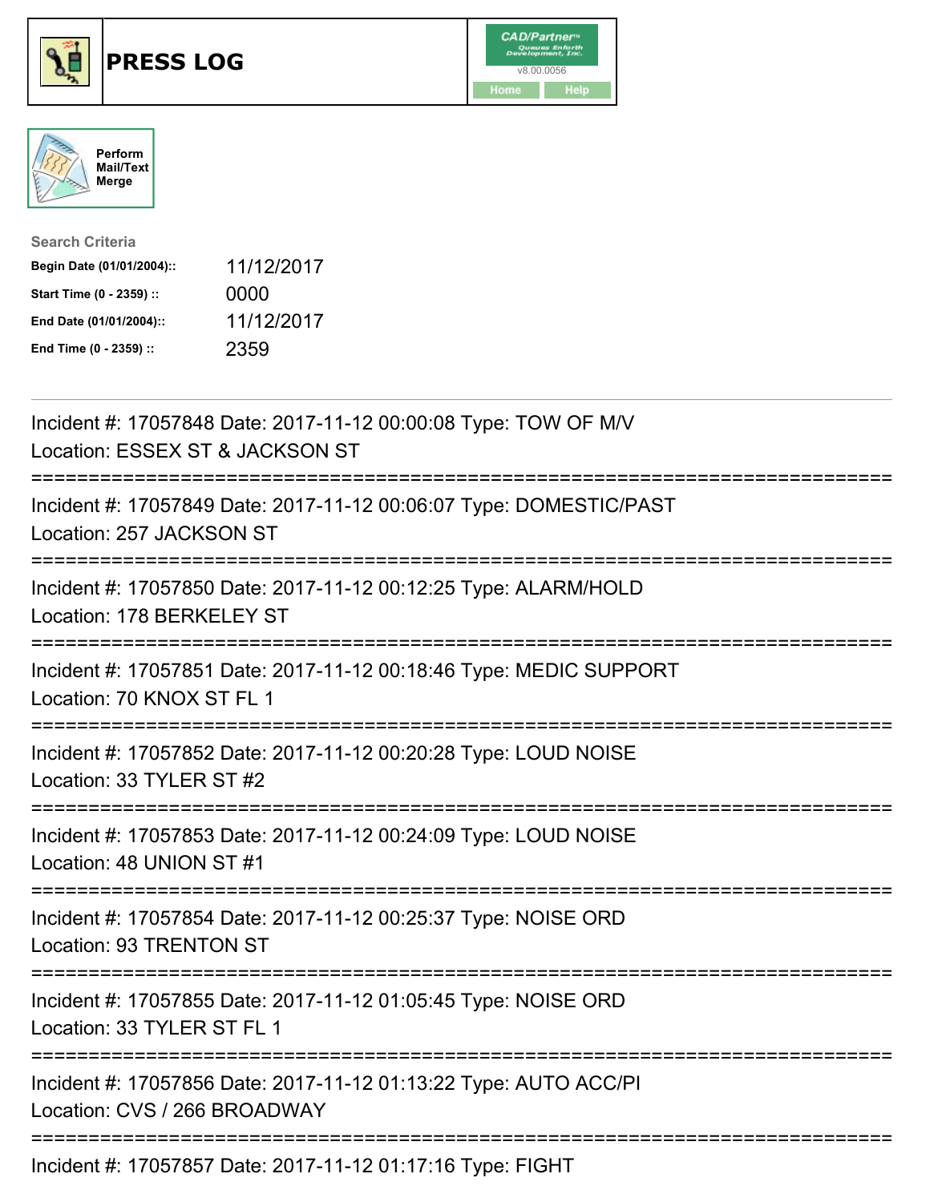# PRESS LOG

CAD/Partner™ v8.00.0056

Home | Help

Perform Mail/Text Merge

**Search Criteria**

| | |
|---|---|
| **Begin Date (01/01/2004)::** | 11/12/2017 |
| **Start Time (0 - 2359) ::** | 0000 |
| **End Date (01/01/2004)::** | 11/12/2017 |
| **End Time (0 - 2359) ::** | 2359 |

---

Incident #: 17057848 Date: 2017-11-12 00:00:08 Type: TOW OF M/V
Location: ESSEX ST & JACKSON ST

===========================================================================

Incident #: 17057849 Date: 2017-11-12 00:06:07 Type: DOMESTIC/PAST
Location: 257 JACKSON ST

===========================================================================

Incident #: 17057850 Date: 2017-11-12 00:12:25 Type: ALARM/HOLD
Location: 178 BERKELEY ST

===========================================================================

Incident #: 17057851 Date: 2017-11-12 00:18:46 Type: MEDIC SUPPORT
Location: 70 KNOX ST FL 1

===========================================================================

Incident #: 17057852 Date: 2017-11-12 00:20:28 Type: LOUD NOISE
Location: 33 TYLER ST #2

===========================================================================

Incident #: 17057853 Date: 2017-11-12 00:24:09 Type: LOUD NOISE
Location: 48 UNION ST #1

===========================================================================

Incident #: 17057854 Date: 2017-11-12 00:25:37 Type: NOISE ORD
Location: 93 TRENTON ST

===========================================================================

Incident #: 17057855 Date: 2017-11-12 01:05:45 Type: NOISE ORD
Location: 33 TYLER ST FL 1

===========================================================================

Incident #: 17057856 Date: 2017-11-12 01:13:22 Type: AUTO ACC/PI
Location: CVS / 266 BROADWAY

===========================================================================

Incident #: 17057857 Date: 2017-11-12 01:17:16 Type: FIGHT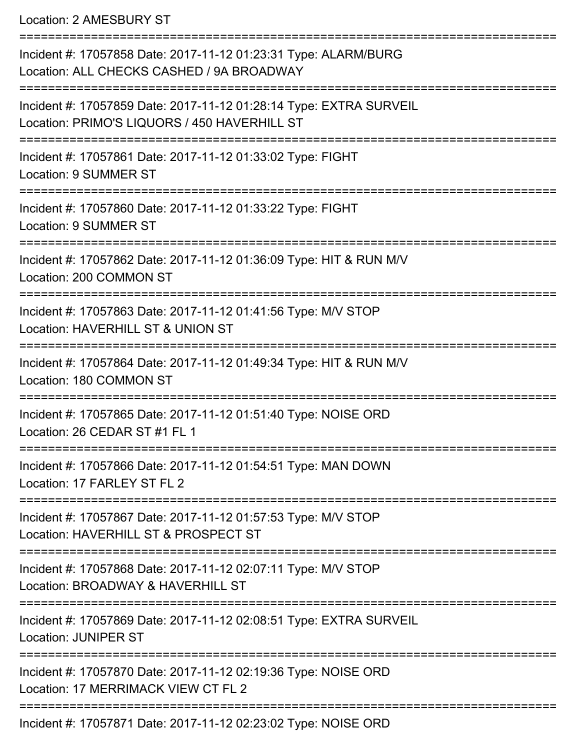Location: 2 AMESBURY ST

===========================================================================

Incident #: 17057858 Date: 2017-11-12 01:23:31 Type: ALARM/BURG

Location: ALL CHECKS CASHED / 9A BROADWAY

===========================================================================

Incident #: 17057859 Date: 2017-11-12 01:28:14 Type: EXTRA SURVEIL

Location: PRIMO'S LIQUORS / 450 HAVERHILL ST

===========================================================================

Incident #: 17057861 Date: 2017-11-12 01:33:02 Type: FIGHT

Location: 9 SUMMER ST

===========================================================================

Incident #: 17057860 Date: 2017-11-12 01:33:22 Type: FIGHT

Location: 9 SUMMER ST

===========================================================================

Incident #: 17057862 Date: 2017-11-12 01:36:09 Type: HIT & RUN M/V

Location: 200 COMMON ST

===========================================================================

Incident #: 17057863 Date: 2017-11-12 01:41:56 Type: M/V STOP

Location: HAVERHILL ST & UNION ST

===========================================================================

Incident #: 17057864 Date: 2017-11-12 01:49:34 Type: HIT & RUN M/V

Location: 180 COMMON ST

===========================================================================

Incident #: 17057865 Date: 2017-11-12 01:51:40 Type: NOISE ORD

Location: 26 CEDAR ST #1 FL 1

===========================================================================

Incident #: 17057866 Date: 2017-11-12 01:54:51 Type: MAN DOWN

Location: 17 FARLEY ST FL 2

===========================================================================

Incident #: 17057867 Date: 2017-11-12 01:57:53 Type: M/V STOP

Location: HAVERHILL ST & PROSPECT ST

===========================================================================

Incident #: 17057868 Date: 2017-11-12 02:07:11 Type: M/V STOP

Location: BROADWAY & HAVERHILL ST

===========================================================================

Incident #: 17057869 Date: 2017-11-12 02:08:51 Type: EXTRA SURVEIL

Location: JUNIPER ST

===========================================================================

Incident #: 17057870 Date: 2017-11-12 02:19:36 Type: NOISE ORD

Location: 17 MERRIMACK VIEW CT FL 2

===========================================================================

Incident #: 17057871 Date: 2017-11-12 02:23:02 Type: NOISE ORD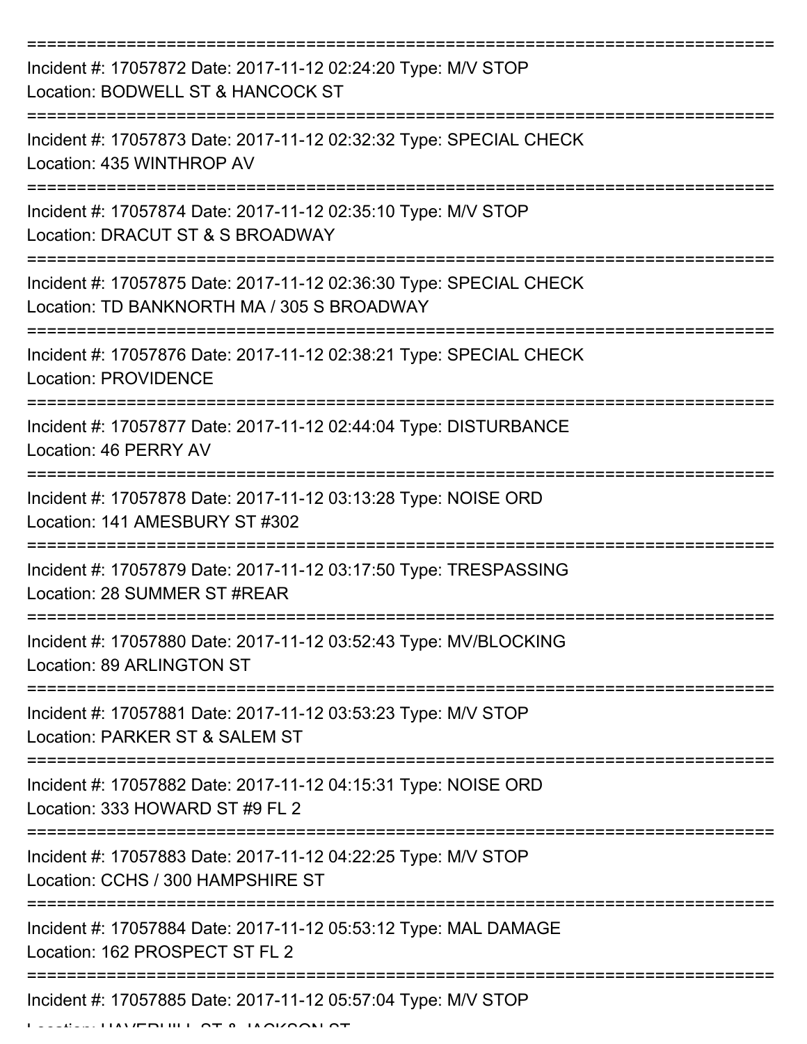Incident #: 17057872 Date: 2017-11-12 02:24:20 Type: M/V STOP
Location: BODWELL ST & HANCOCK ST

Incident #: 17057873 Date: 2017-11-12 02:32:32 Type: SPECIAL CHECK
Location: 435 WINTHROP AV

Incident #: 17057874 Date: 2017-11-12 02:35:10 Type: M/V STOP
Location: DRACUT ST & S BROADWAY

Incident #: 17057875 Date: 2017-11-12 02:36:30 Type: SPECIAL CHECK
Location: TD BANKNORTH MA / 305 S BROADWAY

Incident #: 17057876 Date: 2017-11-12 02:38:21 Type: SPECIAL CHECK
Location: PROVIDENCE

Incident #: 17057877 Date: 2017-11-12 02:44:04 Type: DISTURBANCE
Location: 46 PERRY AV

Incident #: 17057878 Date: 2017-11-12 03:13:28 Type: NOISE ORD
Location: 141 AMESBURY ST #302

Incident #: 17057879 Date: 2017-11-12 03:17:50 Type: TRESPASSING
Location: 28 SUMMER ST #REAR

Incident #: 17057880 Date: 2017-11-12 03:52:43 Type: MV/BLOCKING
Location: 89 ARLINGTON ST

Incident #: 17057881 Date: 2017-11-12 03:53:23 Type: M/V STOP
Location: PARKER ST & SALEM ST

Incident #: 17057882 Date: 2017-11-12 04:15:31 Type: NOISE ORD
Location: 333 HOWARD ST #9 FL 2

Incident #: 17057883 Date: 2017-11-12 04:22:25 Type: M/V STOP
Location: CCHS / 300 HAMPSHIRE ST

Incident #: 17057884 Date: 2017-11-12 05:53:12 Type: MAL DAMAGE
Location: 162 PROSPECT ST FL 2

Incident #: 17057885 Date: 2017-11-12 05:57:04 Type: M/V STOP
Location: HAVERHILL ST & JACKSON ST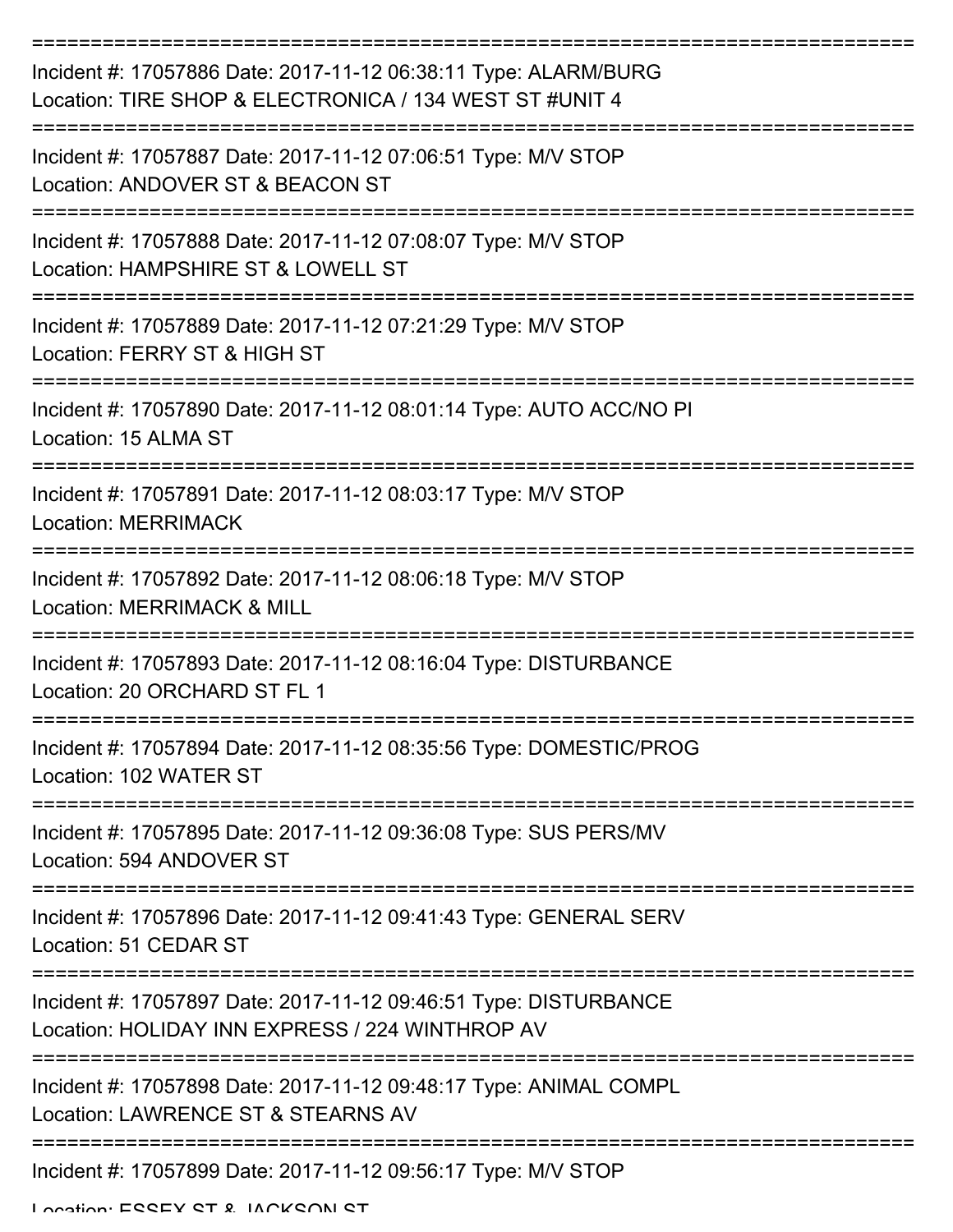===========================================================================
Incident #: 17057886 Date: 2017-11-12 06:38:11 Type: ALARM/BURG
Location: TIRE SHOP & ELECTRONICA / 134 WEST ST #UNIT 4
===========================================================================
Incident #: 17057887 Date: 2017-11-12 07:06:51 Type: M/V STOP
Location: ANDOVER ST & BEACON ST
===========================================================================
Incident #: 17057888 Date: 2017-11-12 07:08:07 Type: M/V STOP
Location: HAMPSHIRE ST & LOWELL ST
===========================================================================
Incident #: 17057889 Date: 2017-11-12 07:21:29 Type: M/V STOP
Location: FERRY ST & HIGH ST
===========================================================================
Incident #: 17057890 Date: 2017-11-12 08:01:14 Type: AUTO ACC/NO PI
Location: 15 ALMA ST
===========================================================================
Incident #: 17057891 Date: 2017-11-12 08:03:17 Type: M/V STOP
Location: MERRIMACK
===========================================================================
Incident #: 17057892 Date: 2017-11-12 08:06:18 Type: M/V STOP
Location: MERRIMACK & MILL
===========================================================================
Incident #: 17057893 Date: 2017-11-12 08:16:04 Type: DISTURBANCE
Location: 20 ORCHARD ST FL 1
===========================================================================
Incident #: 17057894 Date: 2017-11-12 08:35:56 Type: DOMESTIC/PROG
Location: 102 WATER ST
===========================================================================
Incident #: 17057895 Date: 2017-11-12 09:36:08 Type: SUS PERS/MV
Location: 594 ANDOVER ST
===========================================================================
Incident #: 17057896 Date: 2017-11-12 09:41:43 Type: GENERAL SERV
Location: 51 CEDAR ST
===========================================================================
Incident #: 17057897 Date: 2017-11-12 09:46:51 Type: DISTURBANCE
Location: HOLIDAY INN EXPRESS / 224 WINTHROP AV
===========================================================================
Incident #: 17057898 Date: 2017-11-12 09:48:17 Type: ANIMAL COMPL
Location: LAWRENCE ST & STEARNS AV
===========================================================================
Incident #: 17057899 Date: 2017-11-12 09:56:17 Type: M/V STOP
Location: ESSEX ST & JACKSON ST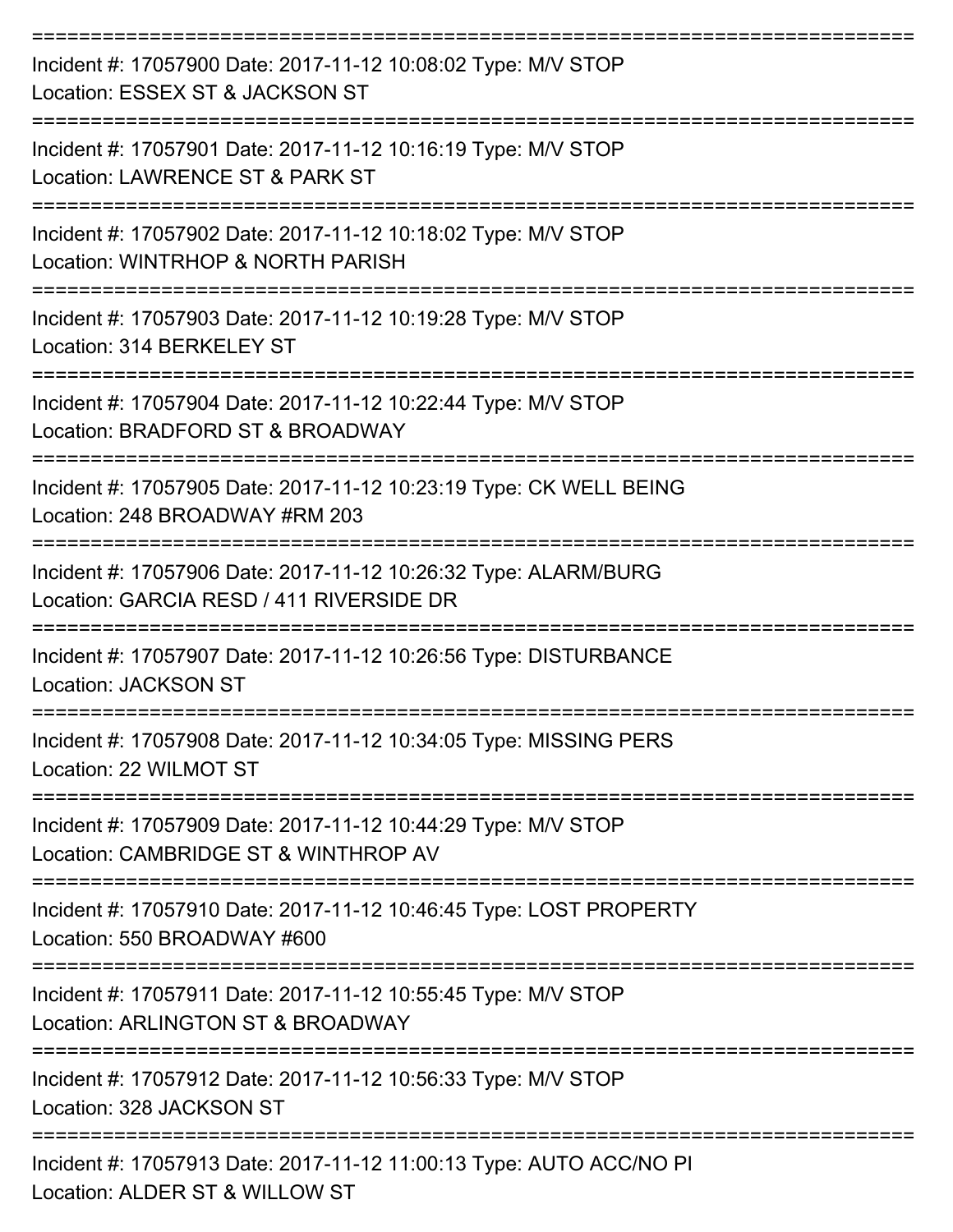===========================================================================

Incident #: 17057900 Date: 2017-11-12 10:08:02 Type: M/V STOP
Location: ESSEX ST & JACKSON ST

===========================================================================

Incident #: 17057901 Date: 2017-11-12 10:16:19 Type: M/V STOP
Location: LAWRENCE ST & PARK ST

===========================================================================

Incident #: 17057902 Date: 2017-11-12 10:18:02 Type: M/V STOP
Location: WINTRHOP & NORTH PARISH

===========================================================================

Incident #: 17057903 Date: 2017-11-12 10:19:28 Type: M/V STOP
Location: 314 BERKELEY ST

===========================================================================

Incident #: 17057904 Date: 2017-11-12 10:22:44 Type: M/V STOP
Location: BRADFORD ST & BROADWAY

===========================================================================

Incident #: 17057905 Date: 2017-11-12 10:23:19 Type: CK WELL BEING
Location: 248 BROADWAY #RM 203

===========================================================================

Incident #: 17057906 Date: 2017-11-12 10:26:32 Type: ALARM/BURG
Location: GARCIA RESD / 411 RIVERSIDE DR

===========================================================================

Incident #: 17057907 Date: 2017-11-12 10:26:56 Type: DISTURBANCE
Location: JACKSON ST

===========================================================================

Incident #: 17057908 Date: 2017-11-12 10:34:05 Type: MISSING PERS
Location: 22 WILMOT ST

===========================================================================

Incident #: 17057909 Date: 2017-11-12 10:44:29 Type: M/V STOP
Location: CAMBRIDGE ST & WINTHROP AV

===========================================================================

Incident #: 17057910 Date: 2017-11-12 10:46:45 Type: LOST PROPERTY
Location: 550 BROADWAY #600

===========================================================================

Incident #: 17057911 Date: 2017-11-12 10:55:45 Type: M/V STOP
Location: ARLINGTON ST & BROADWAY

===========================================================================

Incident #: 17057912 Date: 2017-11-12 10:56:33 Type: M/V STOP
Location: 328 JACKSON ST

===========================================================================

Incident #: 17057913 Date: 2017-11-12 11:00:13 Type: AUTO ACC/NO PI
Location: ALDER ST & WILLOW ST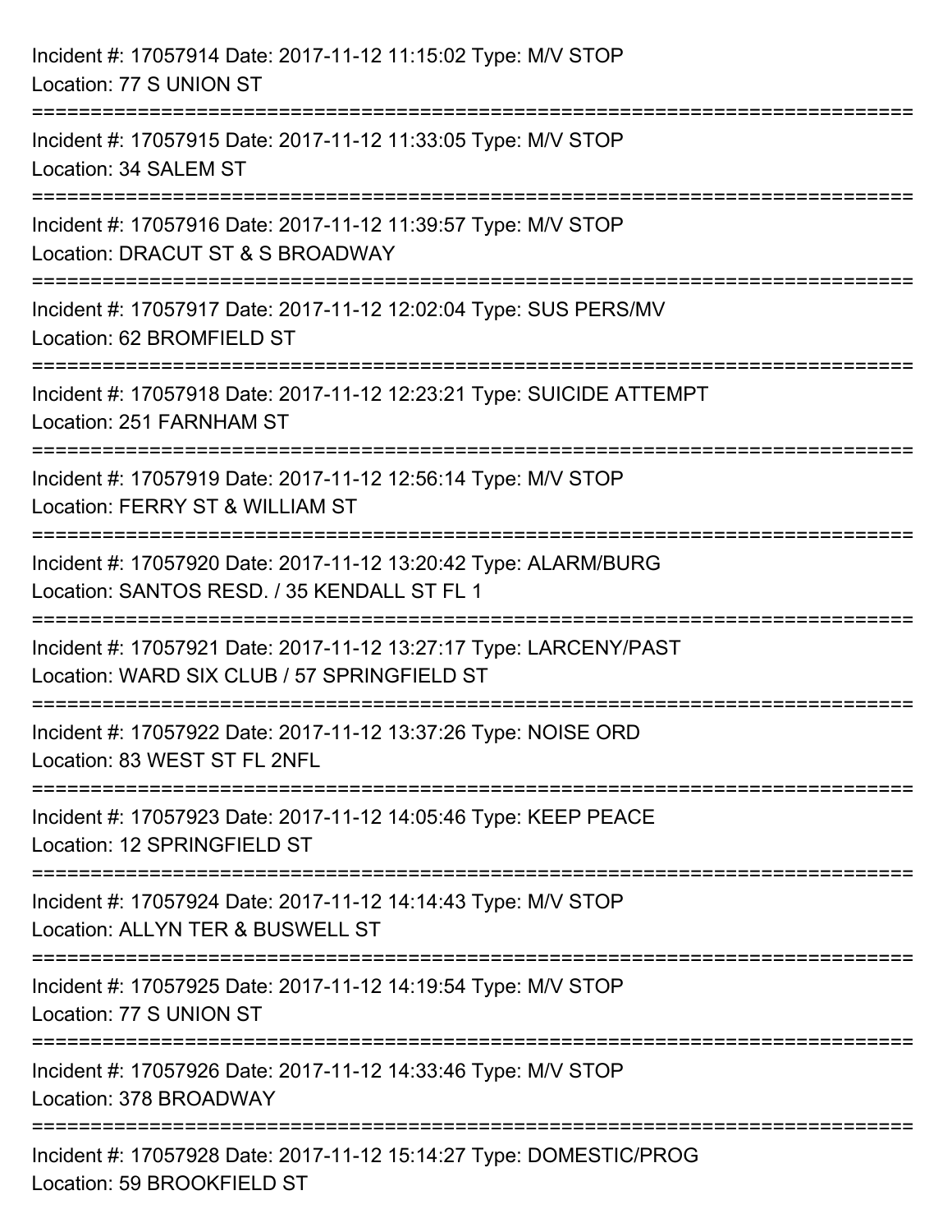Incident #: 17057914 Date: 2017-11-12 11:15:02 Type: M/V STOP
Location: 77 S UNION ST

===========================================================================

Incident #: 17057915 Date: 2017-11-12 11:33:05 Type: M/V STOP
Location: 34 SALEM ST

===========================================================================

Incident #: 17057916 Date: 2017-11-12 11:39:57 Type: M/V STOP
Location: DRACUT ST & S BROADWAY

===========================================================================

Incident #: 17057917 Date: 2017-11-12 12:02:04 Type: SUS PERS/MV
Location: 62 BROMFIELD ST

===========================================================================

Incident #: 17057918 Date: 2017-11-12 12:23:21 Type: SUICIDE ATTEMPT
Location: 251 FARNHAM ST

===========================================================================

Incident #: 17057919 Date: 2017-11-12 12:56:14 Type: M/V STOP
Location: FERRY ST & WILLIAM ST

===========================================================================

Incident #: 17057920 Date: 2017-11-12 13:20:42 Type: ALARM/BURG
Location: SANTOS RESD. / 35 KENDALL ST FL 1

===========================================================================

Incident #: 17057921 Date: 2017-11-12 13:27:17 Type: LARCENY/PAST
Location: WARD SIX CLUB / 57 SPRINGFIELD ST

===========================================================================

Incident #: 17057922 Date: 2017-11-12 13:37:26 Type: NOISE ORD
Location: 83 WEST ST FL 2NFL

===========================================================================

Incident #: 17057923 Date: 2017-11-12 14:05:46 Type: KEEP PEACE
Location: 12 SPRINGFIELD ST

===========================================================================

Incident #: 17057924 Date: 2017-11-12 14:14:43 Type: M/V STOP
Location: ALLYN TER & BUSWELL ST

===========================================================================

Incident #: 17057925 Date: 2017-11-12 14:19:54 Type: M/V STOP
Location: 77 S UNION ST

===========================================================================

Incident #: 17057926 Date: 2017-11-12 14:33:46 Type: M/V STOP
Location: 378 BROADWAY

===========================================================================

Incident #: 17057928 Date: 2017-11-12 15:14:27 Type: DOMESTIC/PROG
Location: 59 BROOKFIELD ST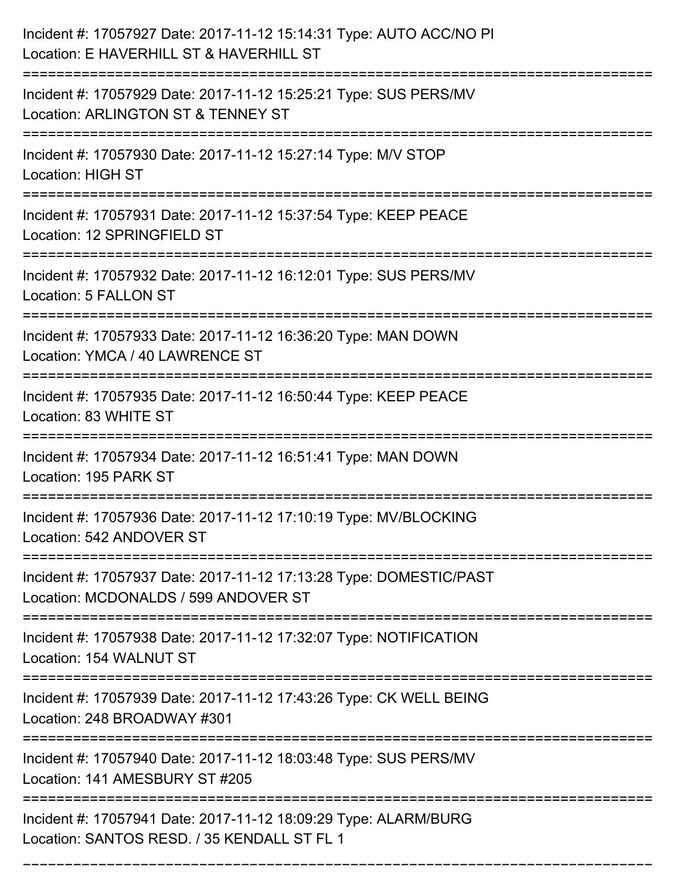Incident #: 17057927 Date: 2017-11-12 15:14:31 Type: AUTO ACC/NO PI
Location: E HAVERHILL ST & HAVERHILL ST

===========================================================================

Incident #: 17057929 Date: 2017-11-12 15:25:21 Type: SUS PERS/MV
Location: ARLINGTON ST & TENNEY ST

===========================================================================

Incident #: 17057930 Date: 2017-11-12 15:27:14 Type: M/V STOP
Location: HIGH ST

===========================================================================

Incident #: 17057931 Date: 2017-11-12 15:37:54 Type: KEEP PEACE
Location: 12 SPRINGFIELD ST

===========================================================================

Incident #: 17057932 Date: 2017-11-12 16:12:01 Type: SUS PERS/MV
Location: 5 FALLON ST

===========================================================================

Incident #: 17057933 Date: 2017-11-12 16:36:20 Type: MAN DOWN
Location: YMCA / 40 LAWRENCE ST

===========================================================================

Incident #: 17057935 Date: 2017-11-12 16:50:44 Type: KEEP PEACE
Location: 83 WHITE ST

===========================================================================

Incident #: 17057934 Date: 2017-11-12 16:51:41 Type: MAN DOWN
Location: 195 PARK ST

===========================================================================

Incident #: 17057936 Date: 2017-11-12 17:10:19 Type: MV/BLOCKING
Location: 542 ANDOVER ST

===========================================================================

Incident #: 17057937 Date: 2017-11-12 17:13:28 Type: DOMESTIC/PAST
Location: MCDONALDS / 599 ANDOVER ST

===========================================================================

Incident #: 17057938 Date: 2017-11-12 17:32:07 Type: NOTIFICATION
Location: 154 WALNUT ST

===========================================================================

Incident #: 17057939 Date: 2017-11-12 17:43:26 Type: CK WELL BEING
Location: 248 BROADWAY #301

===========================================================================

Incident #: 17057940 Date: 2017-11-12 18:03:48 Type: SUS PERS/MV
Location: 141 AMESBURY ST #205

===========================================================================

Incident #: 17057941 Date: 2017-11-12 18:09:29 Type: ALARM/BURG
Location: SANTOS RESD. / 35 KENDALL ST FL 1

===========================================================================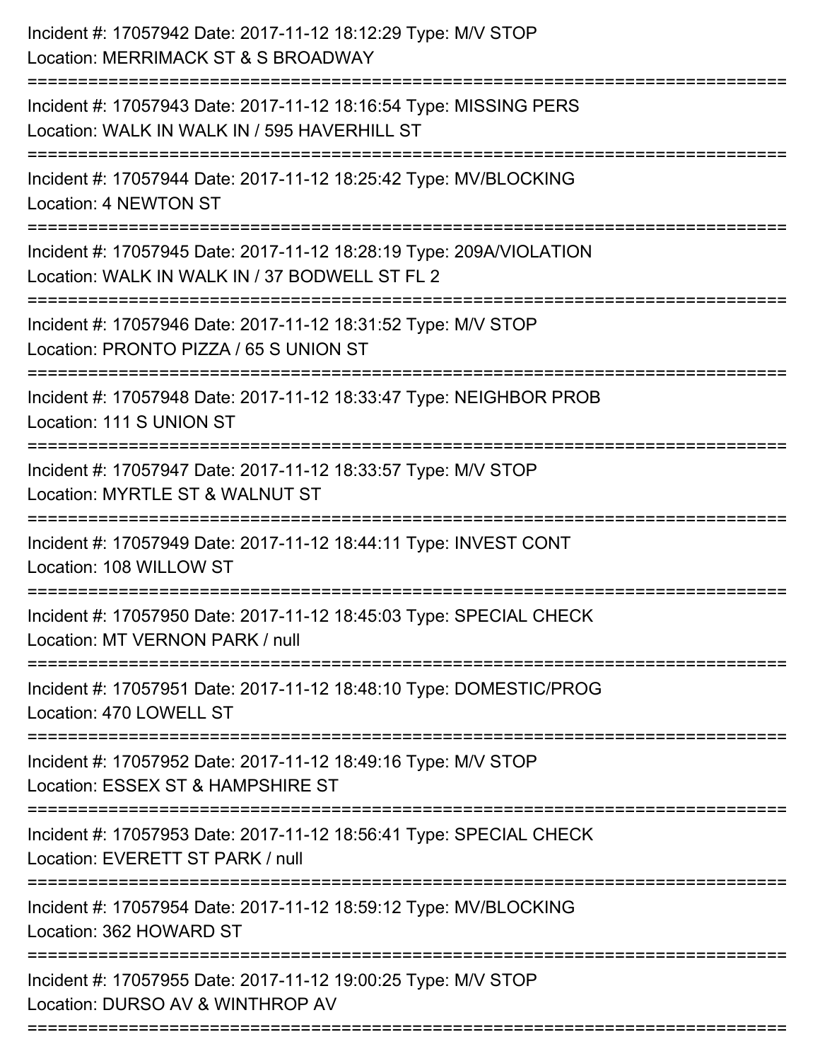Incident #: 17057942 Date: 2017-11-12 18:12:29 Type: M/V STOP
Location: MERRIMACK ST & S BROADWAY

===========================================================================

Incident #: 17057943 Date: 2017-11-12 18:16:54 Type: MISSING PERS
Location: WALK IN WALK IN / 595 HAVERHILL ST

===========================================================================

Incident #: 17057944 Date: 2017-11-12 18:25:42 Type: MV/BLOCKING
Location: 4 NEWTON ST

===========================================================================

Incident #: 17057945 Date: 2017-11-12 18:28:19 Type: 209A/VIOLATION
Location: WALK IN WALK IN / 37 BODWELL ST FL 2

===========================================================================

Incident #: 17057946 Date: 2017-11-12 18:31:52 Type: M/V STOP
Location: PRONTO PIZZA / 65 S UNION ST

===========================================================================

Incident #: 17057948 Date: 2017-11-12 18:33:47 Type: NEIGHBOR PROB
Location: 111 S UNION ST

===========================================================================

Incident #: 17057947 Date: 2017-11-12 18:33:57 Type: M/V STOP
Location: MYRTLE ST & WALNUT ST

===========================================================================

Incident #: 17057949 Date: 2017-11-12 18:44:11 Type: INVEST CONT
Location: 108 WILLOW ST

===========================================================================

Incident #: 17057950 Date: 2017-11-12 18:45:03 Type: SPECIAL CHECK
Location: MT VERNON PARK / null

===========================================================================

Incident #: 17057951 Date: 2017-11-12 18:48:10 Type: DOMESTIC/PROG
Location: 470 LOWELL ST

===========================================================================

Incident #: 17057952 Date: 2017-11-12 18:49:16 Type: M/V STOP
Location: ESSEX ST & HAMPSHIRE ST

===========================================================================

Incident #: 17057953 Date: 2017-11-12 18:56:41 Type: SPECIAL CHECK
Location: EVERETT ST PARK / null

===========================================================================

Incident #: 17057954 Date: 2017-11-12 18:59:12 Type: MV/BLOCKING
Location: 362 HOWARD ST

===========================================================================

Incident #: 17057955 Date: 2017-11-12 19:00:25 Type: M/V STOP
Location: DURSO AV & WINTHROP AV

===========================================================================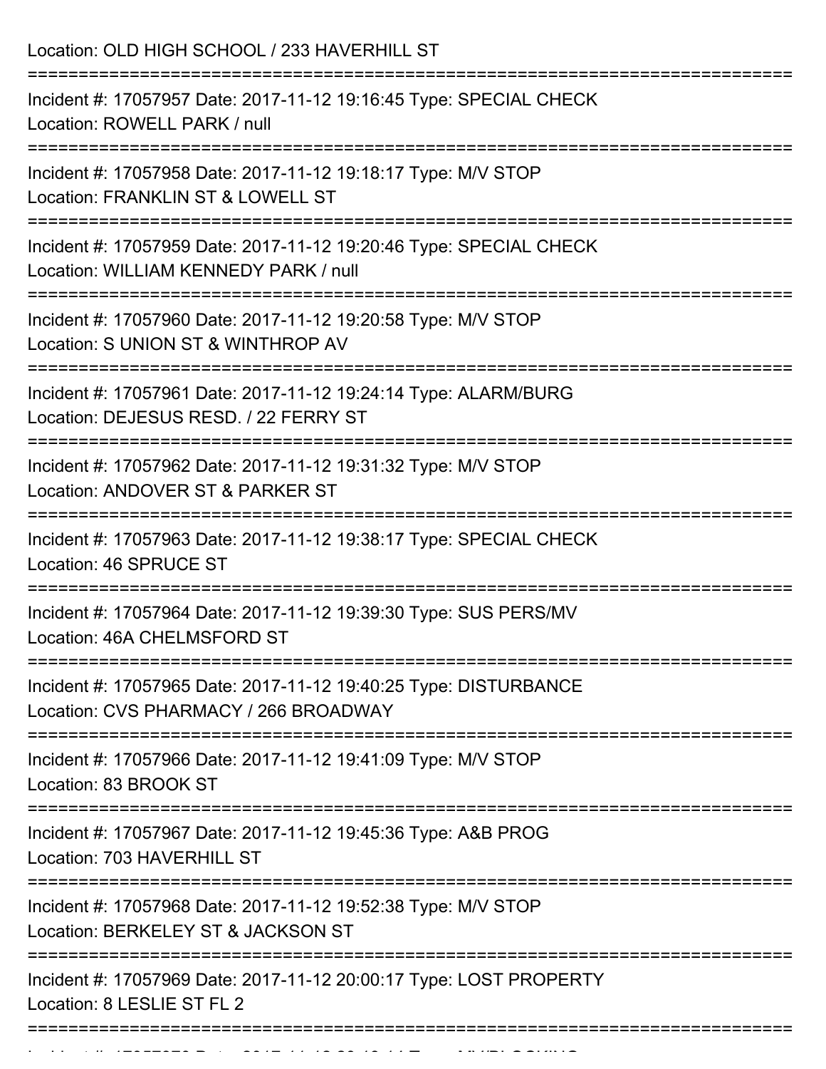Location: OLD HIGH SCHOOL / 233 HAVERHILL ST

===========================================================================

Incident #: 17057957 Date: 2017-11-12 19:16:45 Type: SPECIAL CHECK
Location: ROWELL PARK / null

===========================================================================

Incident #: 17057958 Date: 2017-11-12 19:18:17 Type: M/V STOP
Location: FRANKLIN ST & LOWELL ST

===========================================================================

Incident #: 17057959 Date: 2017-11-12 19:20:46 Type: SPECIAL CHECK
Location: WILLIAM KENNEDY PARK / null

===========================================================================

Incident #: 17057960 Date: 2017-11-12 19:20:58 Type: M/V STOP
Location: S UNION ST & WINTHROP AV

===========================================================================

Incident #: 17057961 Date: 2017-11-12 19:24:14 Type: ALARM/BURG
Location: DEJESUS RESD. / 22 FERRY ST

===========================================================================

Incident #: 17057962 Date: 2017-11-12 19:31:32 Type: M/V STOP
Location: ANDOVER ST & PARKER ST

===========================================================================

Incident #: 17057963 Date: 2017-11-12 19:38:17 Type: SPECIAL CHECK
Location: 46 SPRUCE ST

===========================================================================

Incident #: 17057964 Date: 2017-11-12 19:39:30 Type: SUS PERS/MV
Location: 46A CHELMSFORD ST

===========================================================================

Incident #: 17057965 Date: 2017-11-12 19:40:25 Type: DISTURBANCE
Location: CVS PHARMACY / 266 BROADWAY

===========================================================================

Incident #: 17057966 Date: 2017-11-12 19:41:09 Type: M/V STOP
Location: 83 BROOK ST

===========================================================================

Incident #: 17057967 Date: 2017-11-12 19:45:36 Type: A&B PROG
Location: 703 HAVERHILL ST

===========================================================================

Incident #: 17057968 Date: 2017-11-12 19:52:38 Type: M/V STOP
Location: BERKELEY ST & JACKSON ST

===========================================================================

Incident #: 17057969 Date: 2017-11-12 20:00:17 Type: LOST PROPERTY
Location: 8 LESLIE ST FL 2

===========================================================================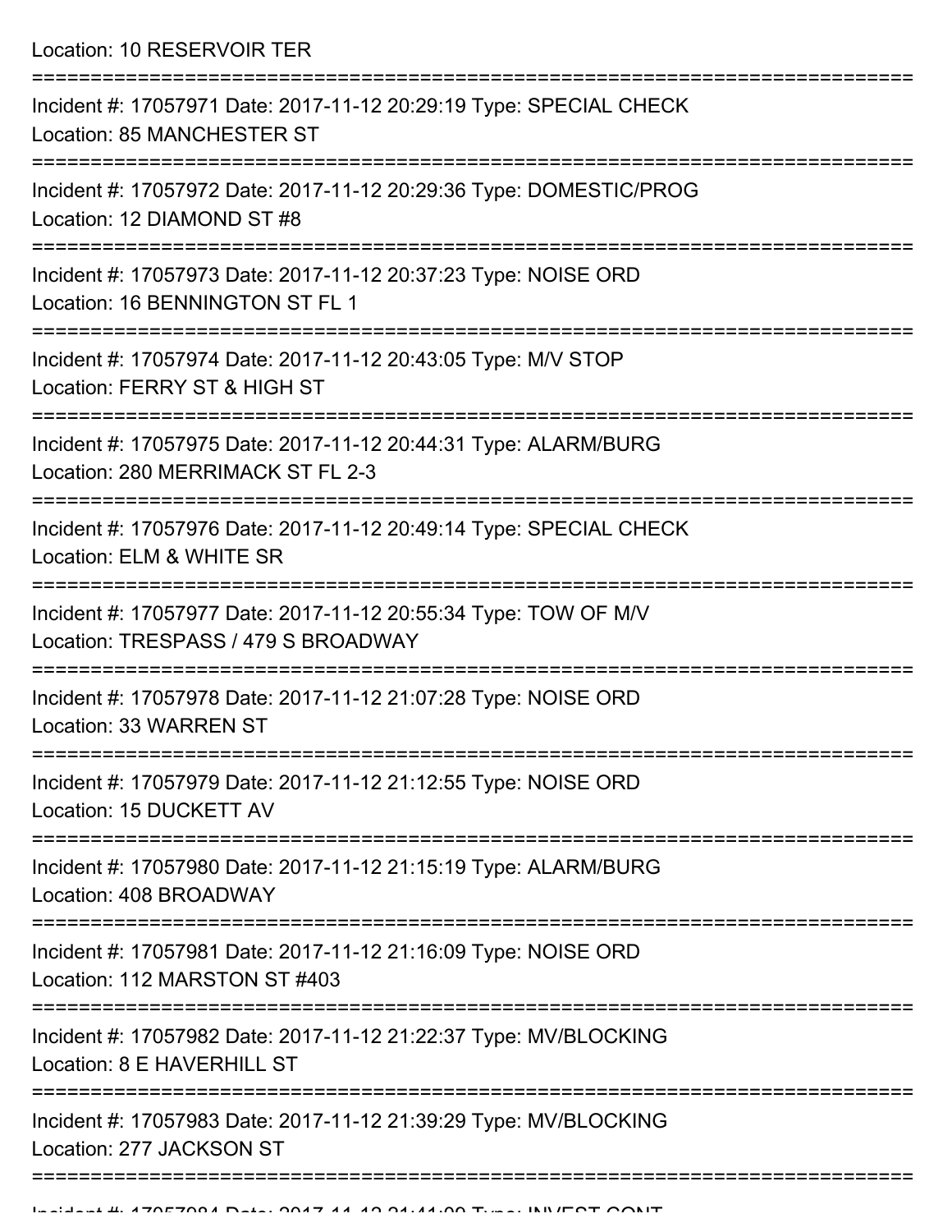Location: 10 RESERVOIR TER

===========================================================================

Incident #: 17057971 Date: 2017-11-12 20:29:19 Type: SPECIAL CHECK
Location: 85 MANCHESTER ST

===========================================================================

Incident #: 17057972 Date: 2017-11-12 20:29:36 Type: DOMESTIC/PROG
Location: 12 DIAMOND ST #8

===========================================================================

Incident #: 17057973 Date: 2017-11-12 20:37:23 Type: NOISE ORD
Location: 16 BENNINGTON ST FL 1

===========================================================================

Incident #: 17057974 Date: 2017-11-12 20:43:05 Type: M/V STOP
Location: FERRY ST & HIGH ST

===========================================================================

Incident #: 17057975 Date: 2017-11-12 20:44:31 Type: ALARM/BURG
Location: 280 MERRIMACK ST FL 2-3

===========================================================================

Incident #: 17057976 Date: 2017-11-12 20:49:14 Type: SPECIAL CHECK
Location: ELM & WHITE SR

===========================================================================

Incident #: 17057977 Date: 2017-11-12 20:55:34 Type: TOW OF M/V
Location: TRESPASS / 479 S BROADWAY

===========================================================================

Incident #: 17057978 Date: 2017-11-12 21:07:28 Type: NOISE ORD
Location: 33 WARREN ST

===========================================================================

Incident #: 17057979 Date: 2017-11-12 21:12:55 Type: NOISE ORD
Location: 15 DUCKETT AV

===========================================================================

Incident #: 17057980 Date: 2017-11-12 21:15:19 Type: ALARM/BURG
Location: 408 BROADWAY

===========================================================================

Incident #: 17057981 Date: 2017-11-12 21:16:09 Type: NOISE ORD
Location: 112 MARSTON ST #403

===========================================================================

Incident #: 17057982 Date: 2017-11-12 21:22:37 Type: MV/BLOCKING
Location: 8 E HAVERHILL ST

===========================================================================

Incident #: 17057983 Date: 2017-11-12 21:39:29 Type: MV/BLOCKING
Location: 277 JACKSON ST

===========================================================================

Incident #: 17057984 Date: 2017-11-12 21:41:09 Type: INVEST CONT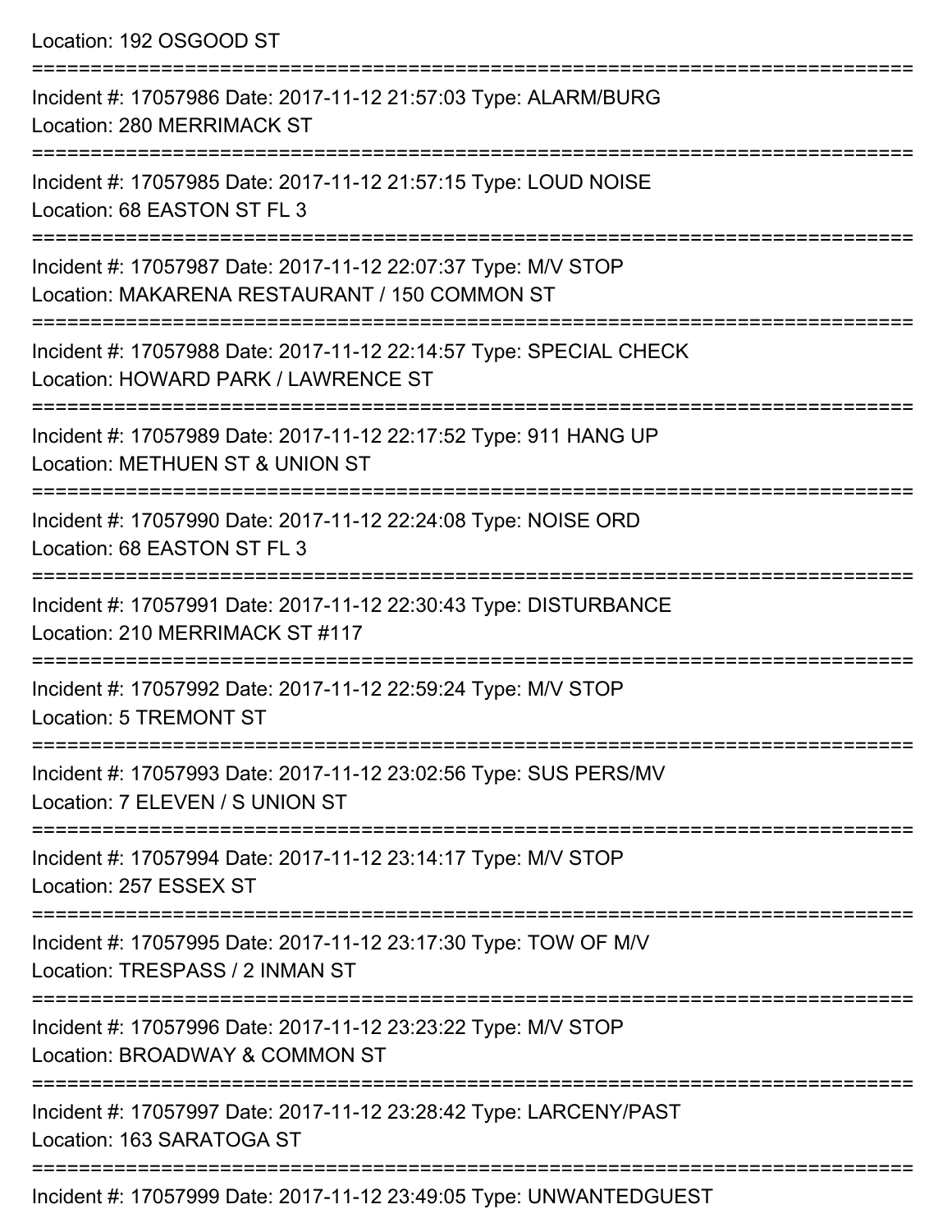Location: 192 OSGOOD ST

===========================================================================

Incident #: 17057986 Date: 2017-11-12 21:57:03 Type: ALARM/BURG
Location: 280 MERRIMACK ST

===========================================================================

Incident #: 17057985 Date: 2017-11-12 21:57:15 Type: LOUD NOISE
Location: 68 EASTON ST FL 3

===========================================================================

Incident #: 17057987 Date: 2017-11-12 22:07:37 Type: M/V STOP
Location: MAKARENA RESTAURANT / 150 COMMON ST

===========================================================================

Incident #: 17057988 Date: 2017-11-12 22:14:57 Type: SPECIAL CHECK
Location: HOWARD PARK / LAWRENCE ST

===========================================================================

Incident #: 17057989 Date: 2017-11-12 22:17:52 Type: 911 HANG UP
Location: METHUEN ST & UNION ST

===========================================================================

Incident #: 17057990 Date: 2017-11-12 22:24:08 Type: NOISE ORD
Location: 68 EASTON ST FL 3

===========================================================================

Incident #: 17057991 Date: 2017-11-12 22:30:43 Type: DISTURBANCE
Location: 210 MERRIMACK ST #117

===========================================================================

Incident #: 17057992 Date: 2017-11-12 22:59:24 Type: M/V STOP
Location: 5 TREMONT ST

===========================================================================

Incident #: 17057993 Date: 2017-11-12 23:02:56 Type: SUS PERS/MV
Location: 7 ELEVEN / S UNION ST

===========================================================================

Incident #: 17057994 Date: 2017-11-12 23:14:17 Type: M/V STOP
Location: 257 ESSEX ST

===========================================================================

Incident #: 17057995 Date: 2017-11-12 23:17:30 Type: TOW OF M/V
Location: TRESPASS / 2 INMAN ST

===========================================================================

Incident #: 17057996 Date: 2017-11-12 23:23:22 Type: M/V STOP
Location: BROADWAY & COMMON ST

===========================================================================

Incident #: 17057997 Date: 2017-11-12 23:28:42 Type: LARCENY/PAST
Location: 163 SARATOGA ST

===========================================================================

Incident #: 17057999 Date: 2017-11-12 23:49:05 Type: UNWANTEDGUEST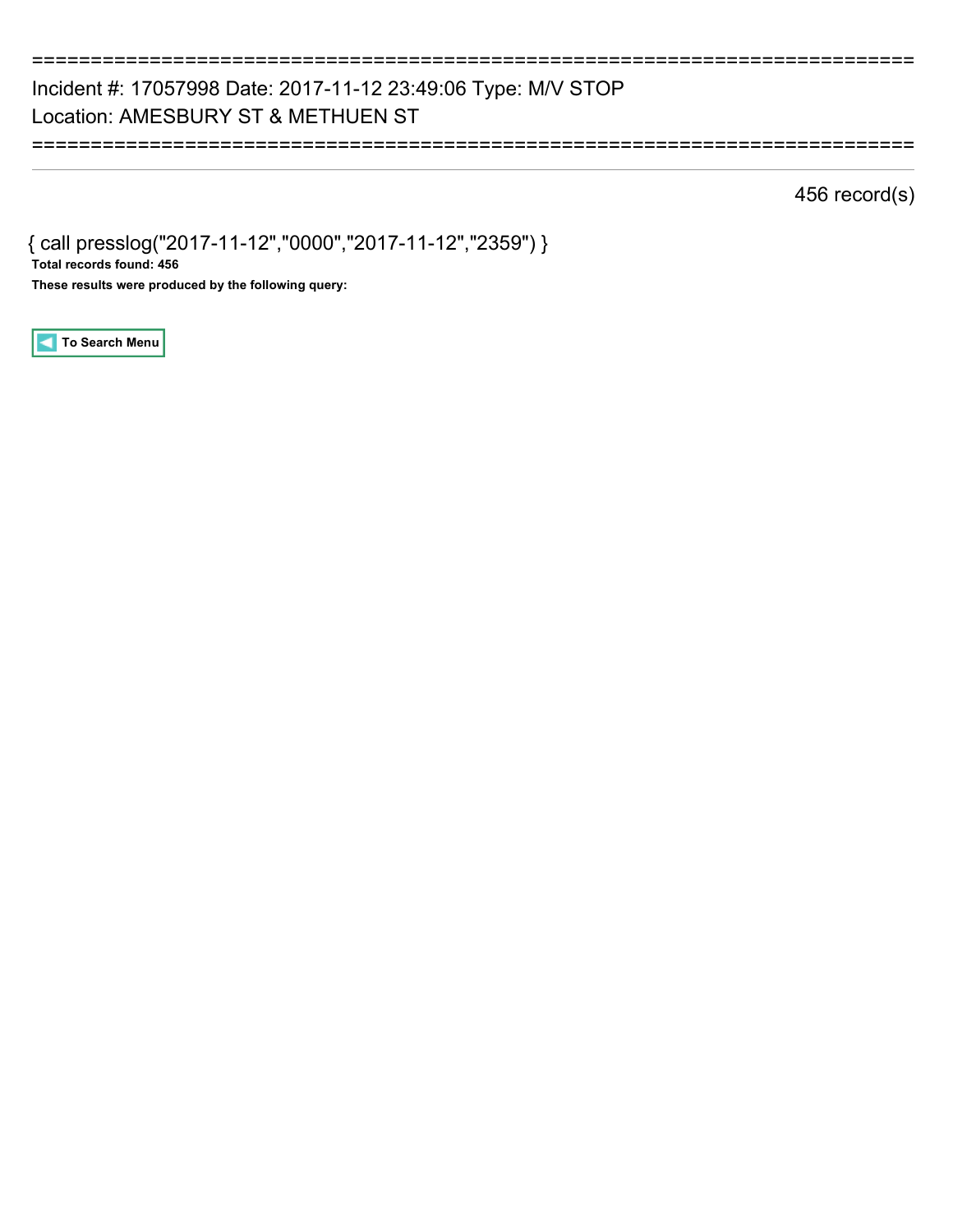===========================================================================

Incident #: 17057998 Date: 2017-11-12 23:49:06 Type: M/V STOP

Location: AMESBURY ST & METHUEN ST

===========================================================================

456 record(s)

{ call presslog("2017-11-12","0000","2017-11-12","2359") }

**Total records found: 456**

**These results were produced by the following query:**

**To Search Menu**